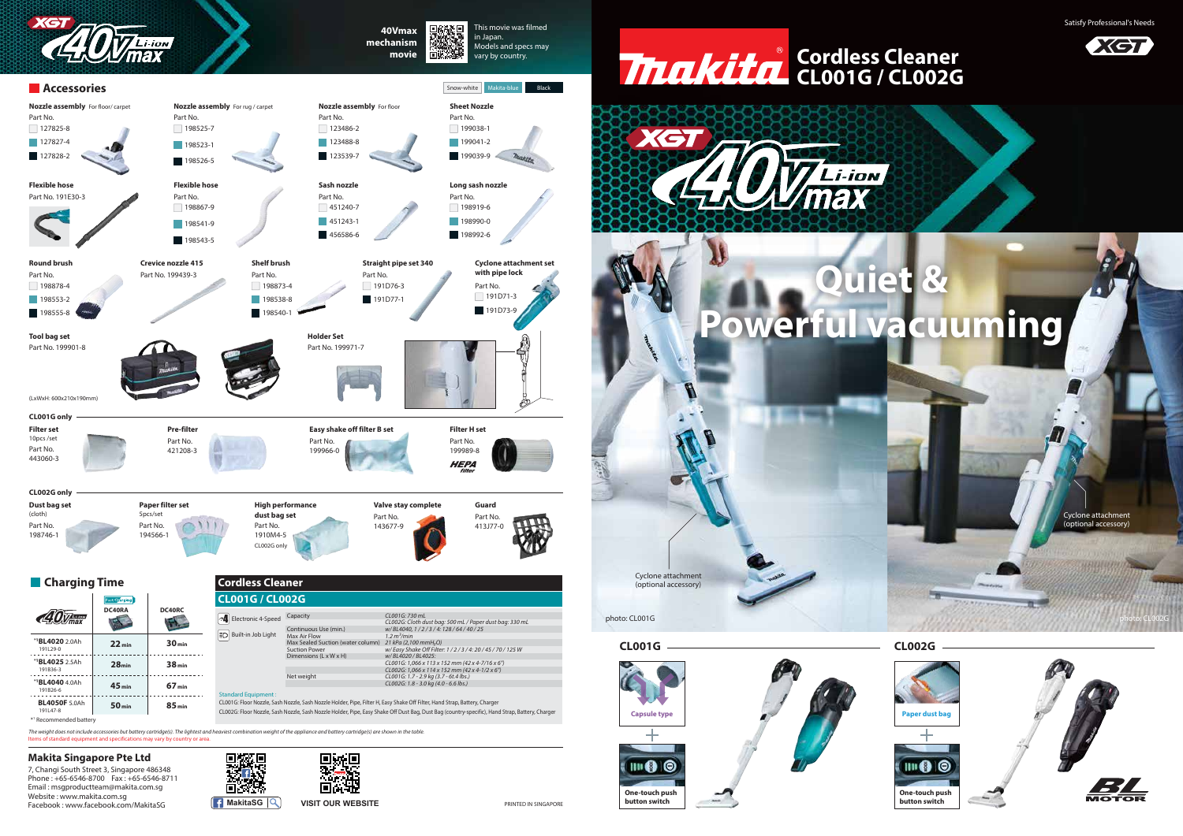# Makita Cordless Cleaner CL001G / CL002G

XGT 40Vmax Li-ion

Satisfy Professional's Needs

40Vmax mechanism movie

This movie was filmed in Japan. Models and specs may vary by country.

## Quiet & Powerful vacuuming

Cyclone attachment (optional accessory)

photo: CL001G

Cyclone attachment (optional accessory)

photo: CL002G

### CL001G

Capsule type

One-touch push button switch

### CL002G

Paper dust bag

One-touch push button switch

BL MOTOR

## Accessories

Snow-white | Makita-blue | Black

**Nozzle assembly** For floor/ carpet
Part No.
127825-8
127827-4
127828-2

**Nozzle assembly** For rug / carpet
Part No.
198525-7
198523-1
198526-5

**Nozzle assembly** For floor
Part No.
123486-2
123488-8
123539-7

**Sheet Nozzle**
Part No.
199038-1
199041-2
199039-9

**Flexible hose**
Part No. 191E30-3

**Flexible hose**
Part No.
198867-9
198541-9
198543-5

**Sash nozzle**
Part No.
451240-7
451243-1
456586-6

**Long sash nozzle**
Part No.
198919-6
198990-0
198992-6

**Round brush**
Part No.
198878-4
198553-2
198555-8

**Crevice nozzle 415**
Part No. 199439-3

**Shelf brush**
Part No.
198873-4
198538-8
198540-1

**Straight pipe set 340**
Part No.
191D76-3
191D77-1

**Cyclone attachment set with pipe lock**
Part No.
191D71-3
191D73-9

**Tool bag set**
Part No. 199901-8
(LxWxH: 600x210x190mm)

**Holder Set**
Part No. 199971-7

### CL001G only

**Filter set**
10pcs /set
Part No.
443060-3

**Pre-filter**
Part No.
421208-3

**Easy shake off filter B set**
Part No.
199966-0

**Filter H set**
Part No.
199989-8

### CL002G only

**Dust bag set**
(cloth)
Part No.
198746-1

**Paper filter set**
5pcs/set
Part No.
194566-1

**High performance dust bag set**
Part No.
1910M4-5
CL002G only

**Valve stay complete**
Part No.
143677-9

**Guard**
Part No.
413J77-0

## Charging Time

| 40Vmax | DC40RA | DC40RC |
|---|---|---|
| *[1]BL4020 2.0Ah 191L29-0 | 22 min | 30 min |
| *[1]BL4025 2.5Ah 191B36-3 | 28 min | 38 min |
| *[1]BL4040 4.0Ah 191B26-6 | 45 min | 67 min |
| BL4050F 5.0Ah 191L47-8 | 50 min | 85 min |

*[1] Recommended battery

## Cordless Cleaner

### CL001G / CL002G

Electronic 4-Speed

Built-in Job Light

| | |
|---|---|
| Capacity | CL001G: 730 mL<br>CL002G: Cloth dust bag: 500 mL / Paper dust bag: 330 mL |
| Continuous Use (min.) | w/ BL4040, 1 / 2 / 3 / 4: 128 / 64 / 40 / 25 |
| Max Air Flow | 1.2 $m^3$/min |
| Max Sealed Suction (water column) | 21 kPa (2,100 mm$H_2O$) |
| Suction Power | w/ Easy Shake Off Filter: 1 / 2 / 3 / 4: 20 / 45 / 70 / 125 W |
| Dimensions (L x W x H) | w/ BL4020 / BL4025:<br>CL001G: 1,066 x 113 x 152 mm (42 x 4-7/16 x 6")<br>CL002G: 1,066 x 114 x 152 mm (42 x 4-1/2 x 6") |
| Net weight | CL001G: 1.7 - 2.9 kg (3.7 - 6.4 lbs.)<br>CL002G: 1.8 - 3.0 kg (4.0 - 6.6 lbs.) |

Standard Equipment :
CL001G: Floor Nozzle, Sash Nozzle, Sash Nozzle Holder, Pipe, Filter H, Easy Shake Off Filter, Hand Strap, Battery, Charger
CL002G: Floor Nozzle, Sash Nozzle, Sash Nozzle Holder, Pipe, Easy Shake Off Dust Bag, Dust Bag (country-specific), Hand Strap, Battery, Charger

*The weight does not include accessories but battery cartridge(s). The lightest and heaviest combination weight of the appliance and battery cartridge(s) are shown in the table.*
Items of standard equipment and specifications may vary by country or area.

### Makita Singapore Pte Ltd

7, Changi South Street 3, Singapore 486348
Phone : +65-6546-8700 Fax : +65-6546-8711
Email : msgproductteam@makita.com.sg
Website : www.makita.com.sg
Facebook : www.facebook.com/MakitaSG

MakitaSG

VISIT OUR WEBSITE

PRINTED IN SINGAPORE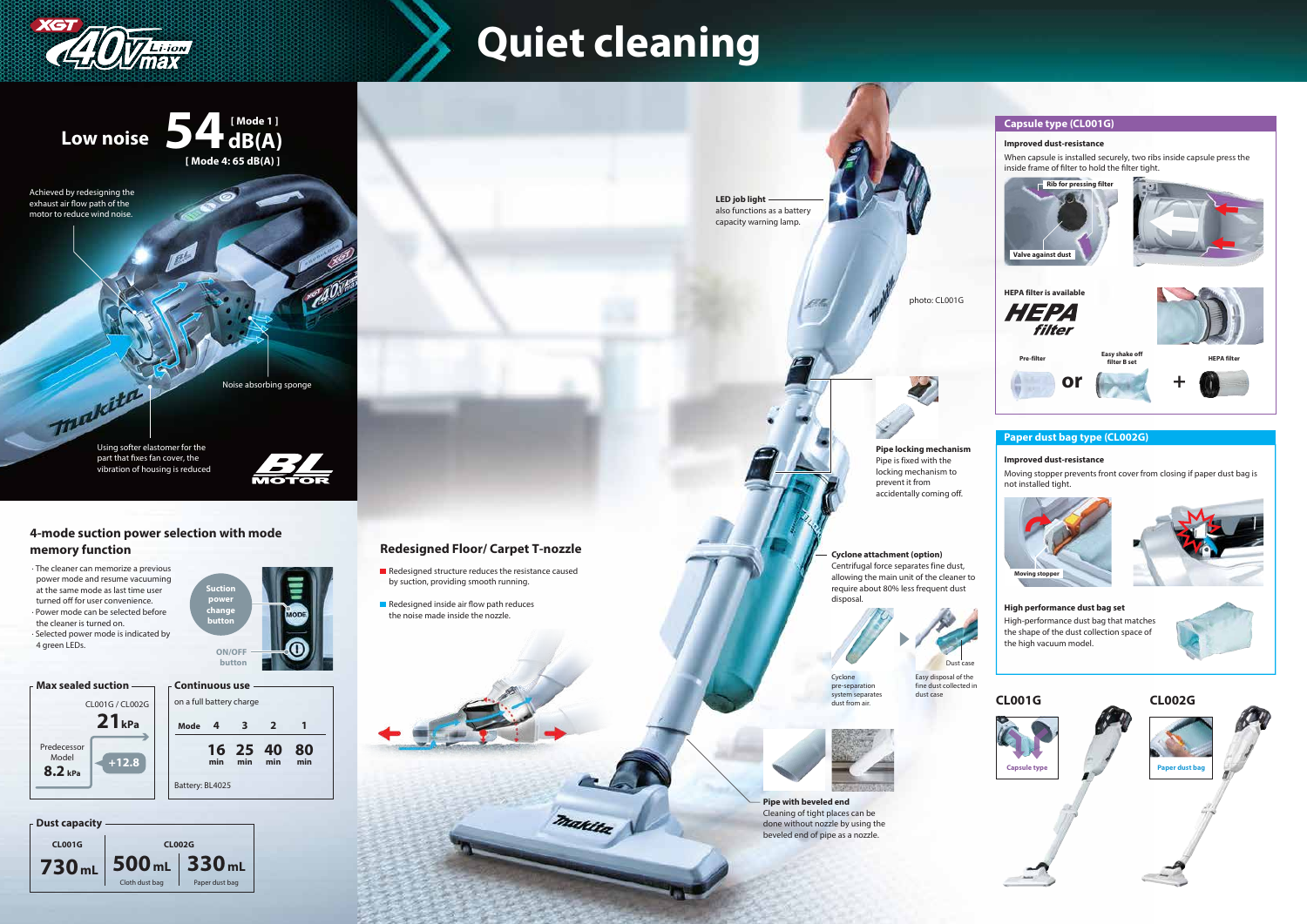XGT 40Vmax Li-ion

# Quiet cleaning

## Low noise 54 [ Mode 1 ] dB(A)

[ Mode 4: 65 dB(A) ]

Achieved by redesigning the exhaust air flow path of the motor to reduce wind noise.

Noise absorbing sponge

Using softer elastomer for the part that fixes fan cover, the vibration of housing is reduced

BL MOTOR

## 4-mode suction power selection with mode memory function

- The cleaner can memorize a previous power mode and resume vacuuming at the same mode as last time user turned off for user convenience.
- Power mode can be selected before the cleaner is turned on.
- Selected power mode is indicated by 4 green LEDs.

Suction power change button

ON/OFF button

### Max sealed suction

CL001G / CL002G
**21** kPa

Predecessor Model
**8.2** kPa

+12.8

### Continuous use

on a full battery charge

| Mode | 4 | 3 | 2 | 1 |
|---|---|---|---|---|
| | 16 min | 25 min | 40 min | 80 min |

Battery: BL4025

### Dust capacity

| CL001G | CL002G | |
|---|---|---|
| 730 mL | 500 mL | 330 mL |
| | Cloth dust bag | Paper dust bag |

## Redesigned Floor/ Carpet T-nozzle

- Redesigned structure reduces the resistance caused by suction, providing smooth running.
- Redesigned inside air flow path reduces the noise made inside the nozzle.

**LED job light**
also functions as a battery capacity warning lamp.

photo: CL001G

**Pipe locking mechanism**
Pipe is fixed with the locking mechanism to prevent it from accidentally coming off.

**Cyclone attachment (option)**
Centrifugal force separates fine dust, allowing the main unit of the cleaner to require about 80% less frequent dust disposal.

Cyclone pre-separation system separates dust from air.

Dust case

Easy disposal of the fine dust collected in dust case

**Pipe with beveled end**
Cleaning of tight places can be done without nozzle by using the beveled end of pipe as a nozzle.

## Capsule type (CL001G)

**Improved dust-resistance**

When capsule is installed securely, two ribs inside capsule press the inside frame of filter to hold the filter tight.

Rib for pressing filter

Valve against dust

**HEPA filter is available**

HEPA filter

Pre-filter or Easy shake off filter B set + HEPA filter

## Paper dust bag type (CL002G)

**Improved dust-resistance**

Moving stopper prevents front cover from closing if paper dust bag is not installed tight.

Moving stopper

**High performance dust bag set**

High-performance dust bag that matches the shape of the dust collection space of the high vacuum model.

## CL001G

Capsule type

## CL002G

Paper dust bag